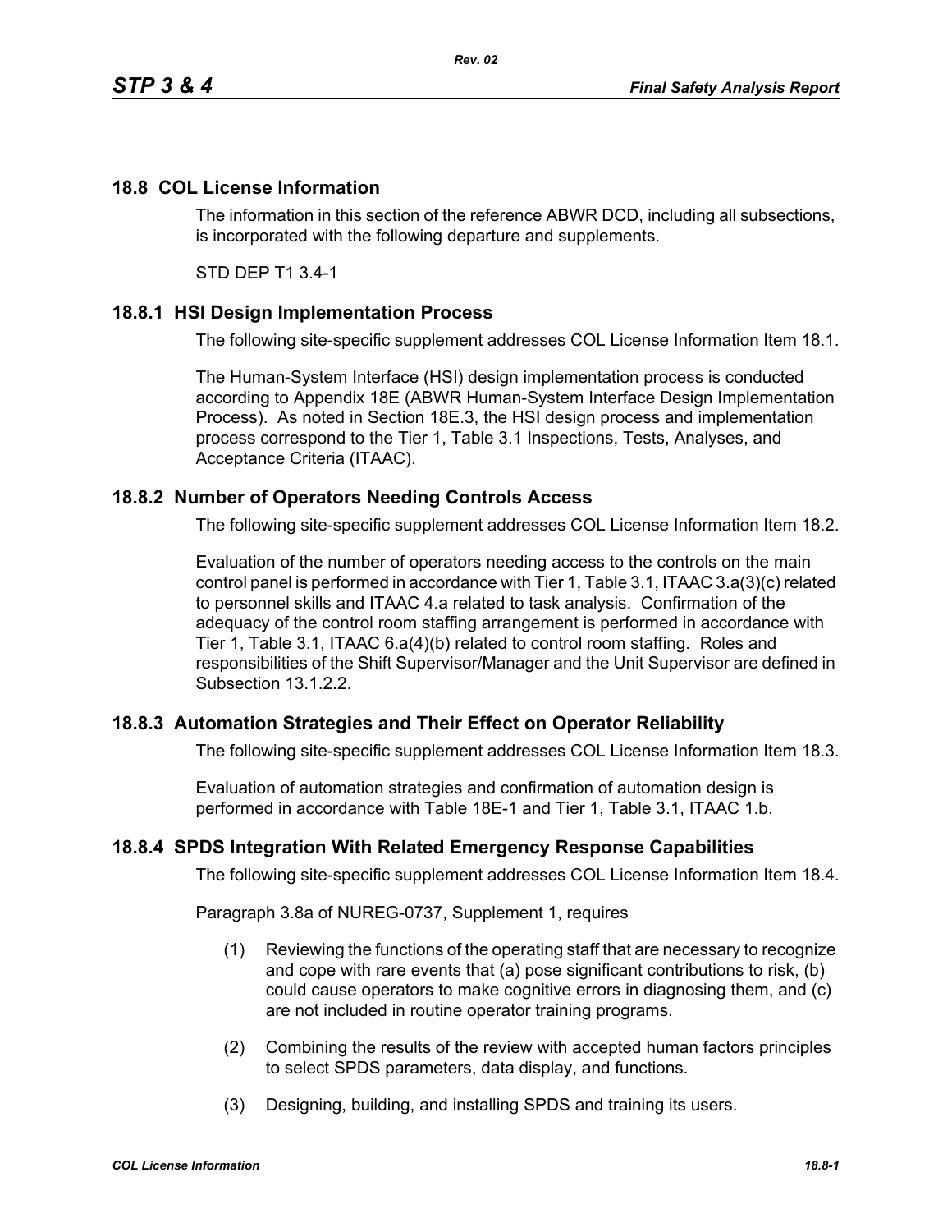## 18.8 COL License Information

The information in this section of the reference ABWR DCD, including all subsections, is incorporated with the following departure and supplements.

STD DEP T1 3.4-1

### 18.8.1 HSI Design Implementation Process

The following site-specific supplement addresses COL License Information Item 18.1.

The Human-System Interface (HSI) design implementation process is conducted according to Appendix 18E (ABWR Human-System Interface Design Implementation Process). As noted in Section 18E.3, the HSI design process and implementation process correspond to the Tier 1, Table 3.1 Inspections, Tests, Analyses, and Acceptance Criteria (ITAAC).

### 18.8.2 Number of Operators Needing Controls Access

The following site-specific supplement addresses COL License Information Item 18.2.

Evaluation of the number of operators needing access to the controls on the main control panel is performed in accordance with Tier 1, Table 3.1, ITAAC 3.a(3)(c) related to personnel skills and ITAAC 4.a related to task analysis. Confirmation of the adequacy of the control room staffing arrangement is performed in accordance with Tier 1, Table 3.1, ITAAC 6.a(4)(b) related to control room staffing. Roles and responsibilities of the Shift Supervisor/Manager and the Unit Supervisor are defined in Subsection 13.1.2.2.

### 18.8.3 Automation Strategies and Their Effect on Operator Reliability

The following site-specific supplement addresses COL License Information Item 18.3.

Evaluation of automation strategies and confirmation of automation design is performed in accordance with Table 18E-1 and Tier 1, Table 3.1, ITAAC 1.b.

### 18.8.4 SPDS Integration With Related Emergency Response Capabilities

The following site-specific supplement addresses COL License Information Item 18.4.

Paragraph 3.8a of NUREG-0737, Supplement 1, requires

(1) Reviewing the functions of the operating staff that are necessary to recognize and cope with rare events that (a) pose significant contributions to risk, (b) could cause operators to make cognitive errors in diagnosing them, and (c) are not included in routine operator training programs.

(2) Combining the results of the review with accepted human factors principles to select SPDS parameters, data display, and functions.

(3) Designing, building, and installing SPDS and training its users.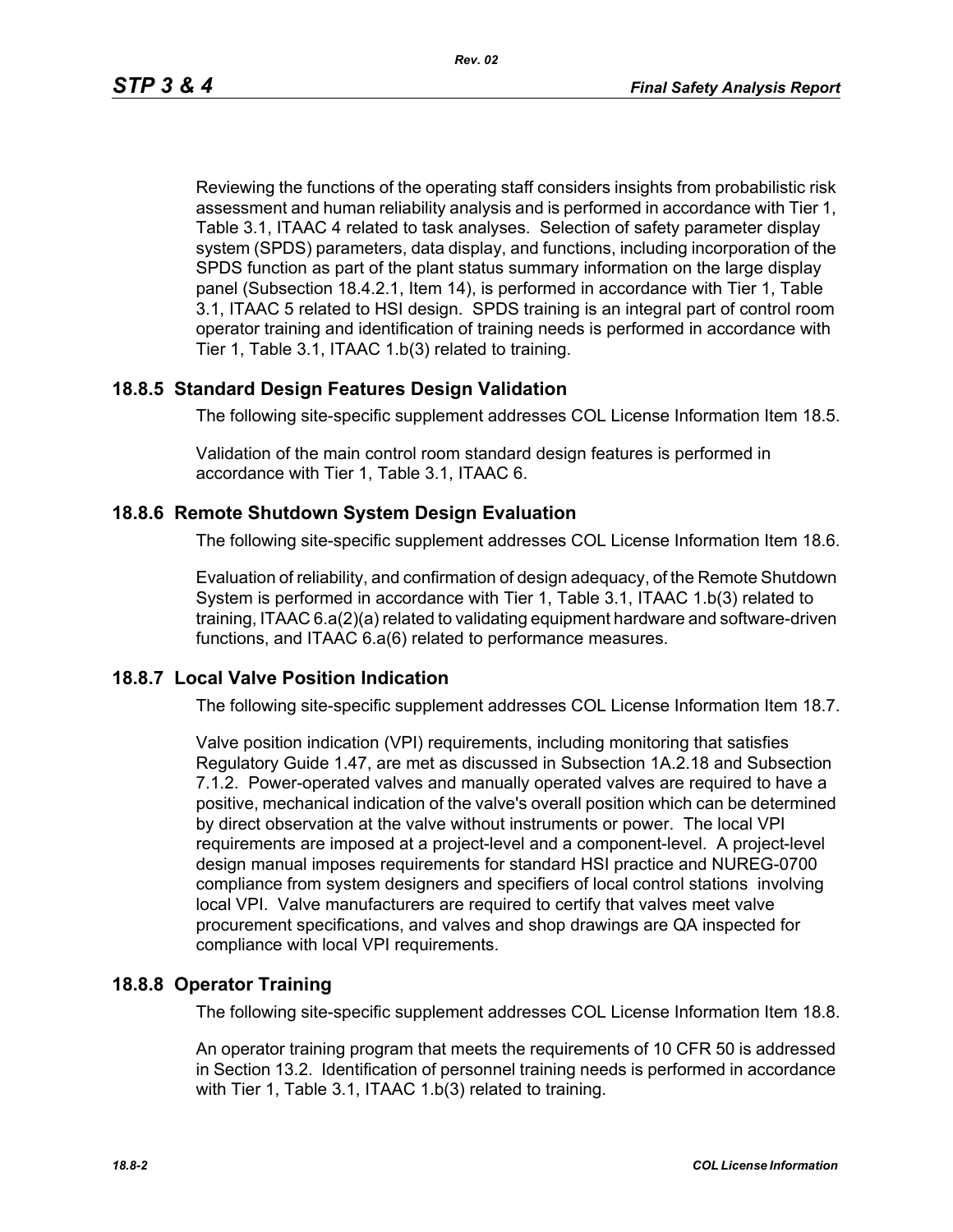Reviewing the functions of the operating staff considers insights from probabilistic risk assessment and human reliability analysis and is performed in accordance with Tier 1, Table 3.1, ITAAC 4 related to task analyses. Selection of safety parameter display system (SPDS) parameters, data display, and functions, including incorporation of the SPDS function as part of the plant status summary information on the large display panel (Subsection 18.4.2.1, Item 14), is performed in accordance with Tier 1, Table 3.1, ITAAC 5 related to HSI design. SPDS training is an integral part of control room operator training and identification of training needs is performed in accordance with Tier 1, Table 3.1, ITAAC 1.b(3) related to training.

## 18.8.5 Standard Design Features Design Validation

The following site-specific supplement addresses COL License Information Item 18.5.

Validation of the main control room standard design features is performed in accordance with Tier 1, Table 3.1, ITAAC 6.

## 18.8.6 Remote Shutdown System Design Evaluation

The following site-specific supplement addresses COL License Information Item 18.6.

Evaluation of reliability, and confirmation of design adequacy, of the Remote Shutdown System is performed in accordance with Tier 1, Table 3.1, ITAAC 1.b(3) related to training, ITAAC 6.a(2)(a) related to validating equipment hardware and software-driven functions, and ITAAC 6.a(6) related to performance measures.

## 18.8.7 Local Valve Position Indication

The following site-specific supplement addresses COL License Information Item 18.7.

Valve position indication (VPI) requirements, including monitoring that satisfies Regulatory Guide 1.47, are met as discussed in Subsection 1A.2.18 and Subsection 7.1.2. Power-operated valves and manually operated valves are required to have a positive, mechanical indication of the valve's overall position which can be determined by direct observation at the valve without instruments or power. The local VPI requirements are imposed at a project-level and a component-level. A project-level design manual imposes requirements for standard HSI practice and NUREG-0700 compliance from system designers and specifiers of local control stations involving local VPI. Valve manufacturers are required to certify that valves meet valve procurement specifications, and valves and shop drawings are QA inspected for compliance with local VPI requirements.

## 18.8.8 Operator Training

The following site-specific supplement addresses COL License Information Item 18.8.

An operator training program that meets the requirements of 10 CFR 50 is addressed in Section 13.2. Identification of personnel training needs is performed in accordance with Tier 1, Table 3.1, ITAAC 1.b(3) related to training.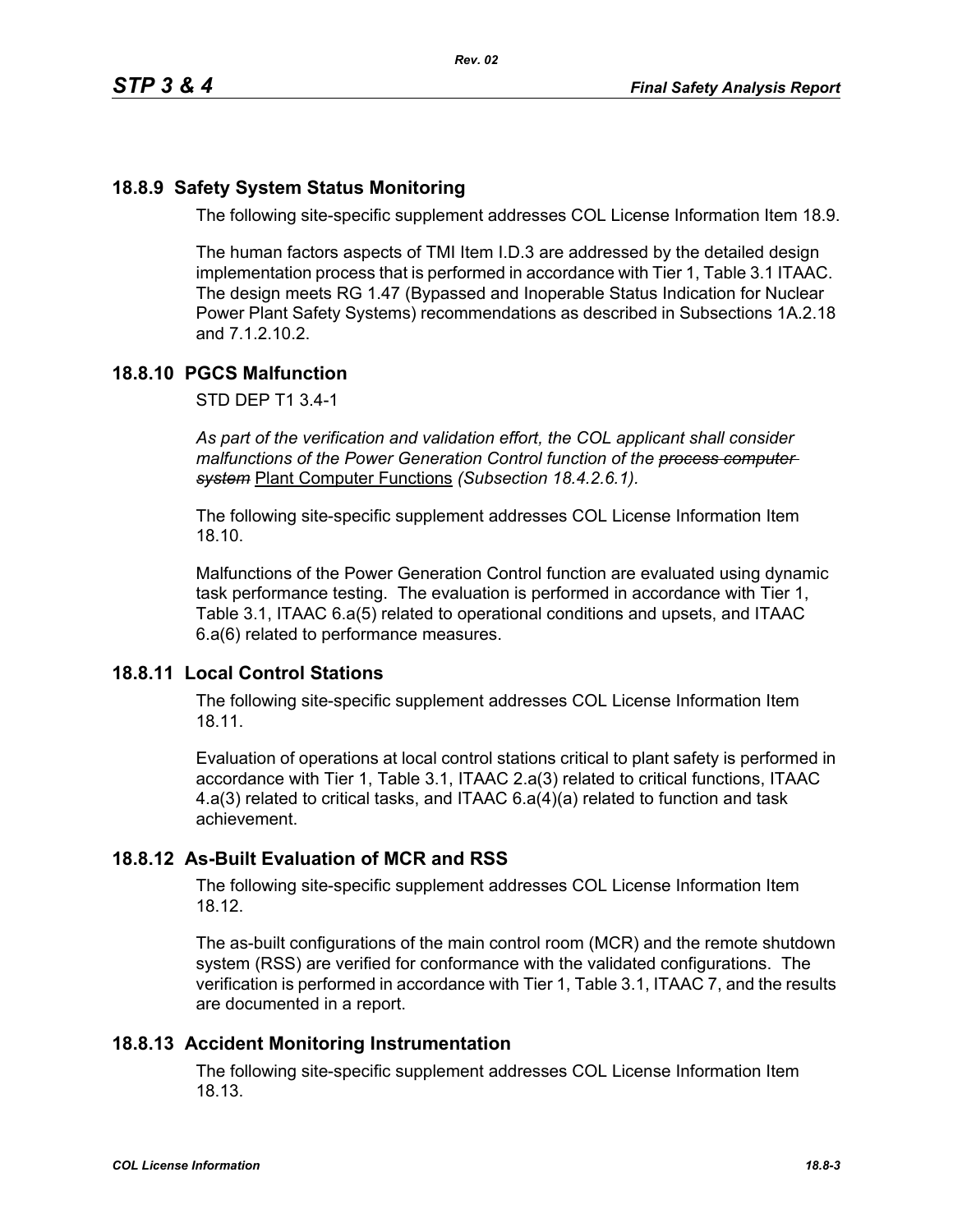## 18.8.9 Safety System Status Monitoring

The following site-specific supplement addresses COL License Information Item 18.9.

The human factors aspects of TMI Item I.D.3 are addressed by the detailed design implementation process that is performed in accordance with Tier 1, Table 3.1 ITAAC. The design meets RG 1.47 (Bypassed and Inoperable Status Indication for Nuclear Power Plant Safety Systems) recommendations as described in Subsections 1A.2.18 and 7.1.2.10.2.

## 18.8.10 PGCS Malfunction

STD DEP T1 3.4-1

*As part of the verification and validation effort, the COL applicant shall consider malfunctions of the Power Generation Control function of the ~~process computer system~~* Plant Computer Functions *(Subsection 18.4.2.6.1).*

The following site-specific supplement addresses COL License Information Item 18.10.

Malfunctions of the Power Generation Control function are evaluated using dynamic task performance testing. The evaluation is performed in accordance with Tier 1, Table 3.1, ITAAC 6.a(5) related to operational conditions and upsets, and ITAAC 6.a(6) related to performance measures.

## 18.8.11 Local Control Stations

The following site-specific supplement addresses COL License Information Item 18.11.

Evaluation of operations at local control stations critical to plant safety is performed in accordance with Tier 1, Table 3.1, ITAAC 2.a(3) related to critical functions, ITAAC 4.a(3) related to critical tasks, and ITAAC 6.a(4)(a) related to function and task achievement.

## 18.8.12 As-Built Evaluation of MCR and RSS

The following site-specific supplement addresses COL License Information Item 18.12.

The as-built configurations of the main control room (MCR) and the remote shutdown system (RSS) are verified for conformance with the validated configurations. The verification is performed in accordance with Tier 1, Table 3.1, ITAAC 7, and the results are documented in a report.

## 18.8.13 Accident Monitoring Instrumentation

The following site-specific supplement addresses COL License Information Item 18.13.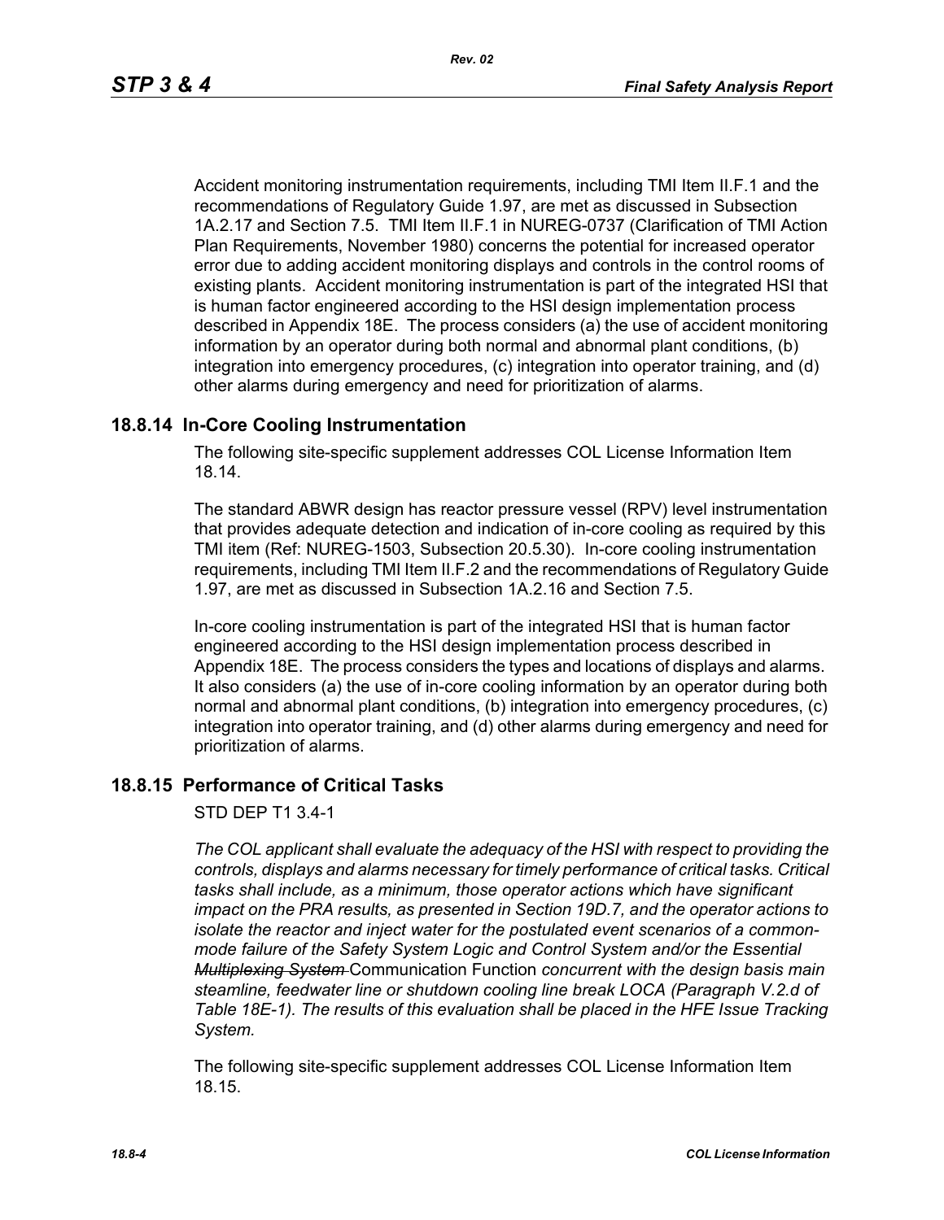Accident monitoring instrumentation requirements, including TMI Item II.F.1 and the recommendations of Regulatory Guide 1.97, are met as discussed in Subsection 1A.2.17 and Section 7.5. TMI Item II.F.1 in NUREG-0737 (Clarification of TMI Action Plan Requirements, November 1980) concerns the potential for increased operator error due to adding accident monitoring displays and controls in the control rooms of existing plants. Accident monitoring instrumentation is part of the integrated HSI that is human factor engineered according to the HSI design implementation process described in Appendix 18E. The process considers (a) the use of accident monitoring information by an operator during both normal and abnormal plant conditions, (b) integration into emergency procedures, (c) integration into operator training, and (d) other alarms during emergency and need for prioritization of alarms.

## 18.8.14 In-Core Cooling Instrumentation

The following site-specific supplement addresses COL License Information Item 18.14.

The standard ABWR design has reactor pressure vessel (RPV) level instrumentation that provides adequate detection and indication of in-core cooling as required by this TMI item (Ref: NUREG-1503, Subsection 20.5.30). In-core cooling instrumentation requirements, including TMI Item II.F.2 and the recommendations of Regulatory Guide 1.97, are met as discussed in Subsection 1A.2.16 and Section 7.5.

In-core cooling instrumentation is part of the integrated HSI that is human factor engineered according to the HSI design implementation process described in Appendix 18E. The process considers the types and locations of displays and alarms. It also considers (a) the use of in-core cooling information by an operator during both normal and abnormal plant conditions, (b) integration into emergency procedures, (c) integration into operator training, and (d) other alarms during emergency and need for prioritization of alarms.

## 18.8.15 Performance of Critical Tasks

STD DEP T1 3.4-1

*The COL applicant shall evaluate the adequacy of the HSI with respect to providing the controls, displays and alarms necessary for timely performance of critical tasks. Critical tasks shall include, as a minimum, those operator actions which have significant impact on the PRA results, as presented in Section 19D.7, and the operator actions to isolate the reactor and inject water for the postulated event scenarios of a common-mode failure of the Safety System Logic and Control System and/or the Essential ~~Multiplexing System~~* Communication Function *concurrent with the design basis main steamline, feedwater line or shutdown cooling line break LOCA (Paragraph V.2.d of Table 18E-1). The results of this evaluation shall be placed in the HFE Issue Tracking System.*

The following site-specific supplement addresses COL License Information Item 18.15.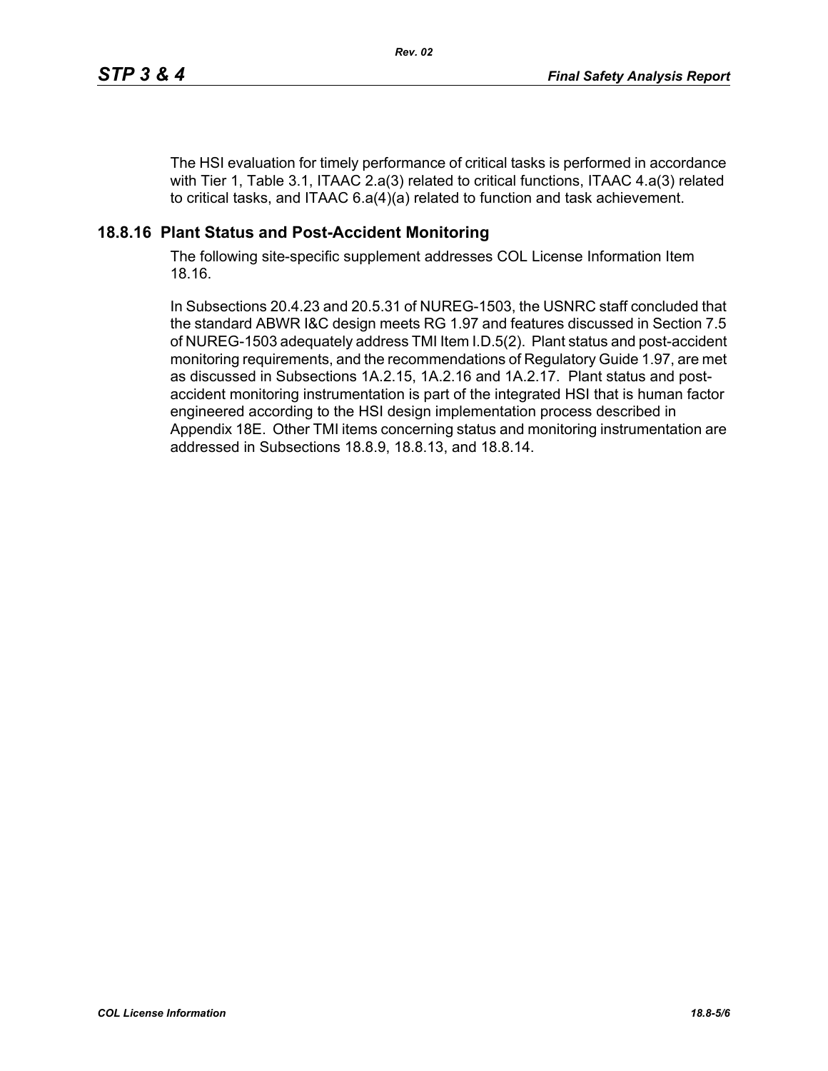The HSI evaluation for timely performance of critical tasks is performed in accordance with Tier 1, Table 3.1, ITAAC 2.a(3) related to critical functions, ITAAC 4.a(3) related to critical tasks, and ITAAC 6.a(4)(a) related to function and task achievement.

## 18.8.16 Plant Status and Post-Accident Monitoring

The following site-specific supplement addresses COL License Information Item 18.16.

In Subsections 20.4.23 and 20.5.31 of NUREG-1503, the USNRC staff concluded that the standard ABWR I&C design meets RG 1.97 and features discussed in Section 7.5 of NUREG-1503 adequately address TMI Item I.D.5(2). Plant status and post-accident monitoring requirements, and the recommendations of Regulatory Guide 1.97, are met as discussed in Subsections 1A.2.15, 1A.2.16 and 1A.2.17. Plant status and post-accident monitoring instrumentation is part of the integrated HSI that is human factor engineered according to the HSI design implementation process described in Appendix 18E. Other TMI items concerning status and monitoring instrumentation are addressed in Subsections 18.8.9, 18.8.13, and 18.8.14.